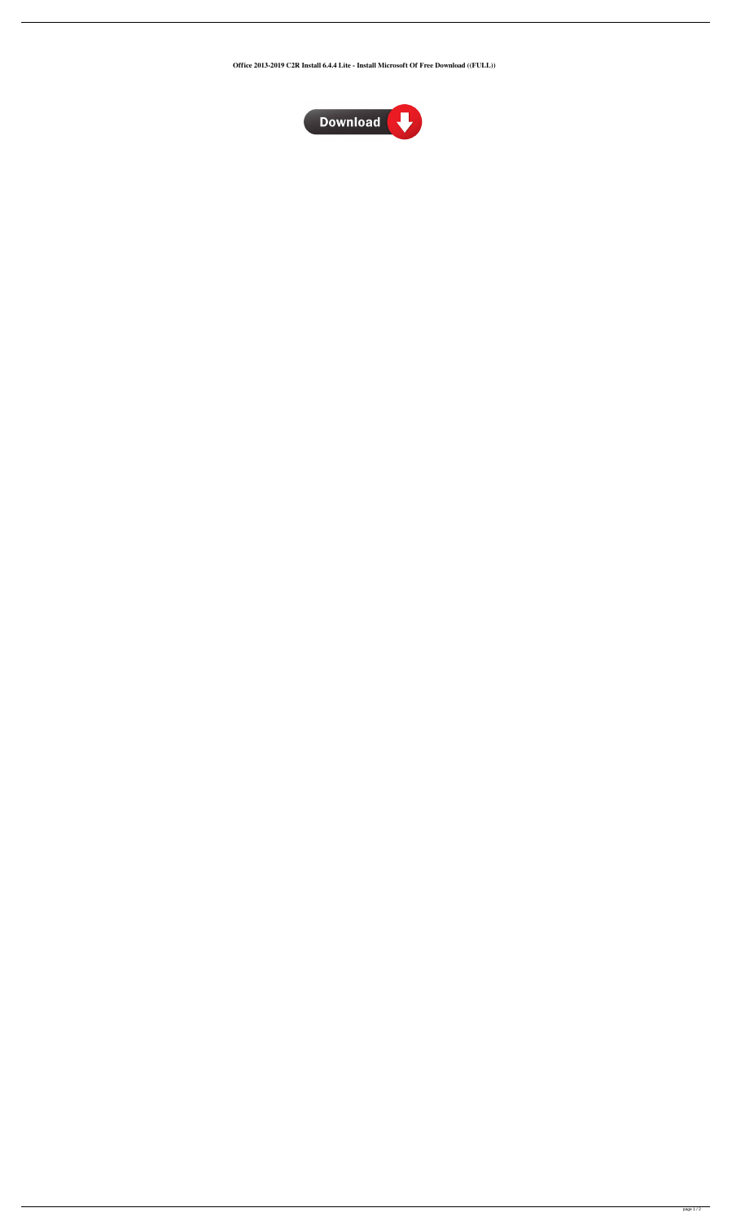**Office 2013-2019 C2R Install 6.4.4 Lite - Install Microsoft Of Free Download ((FULL))**

Download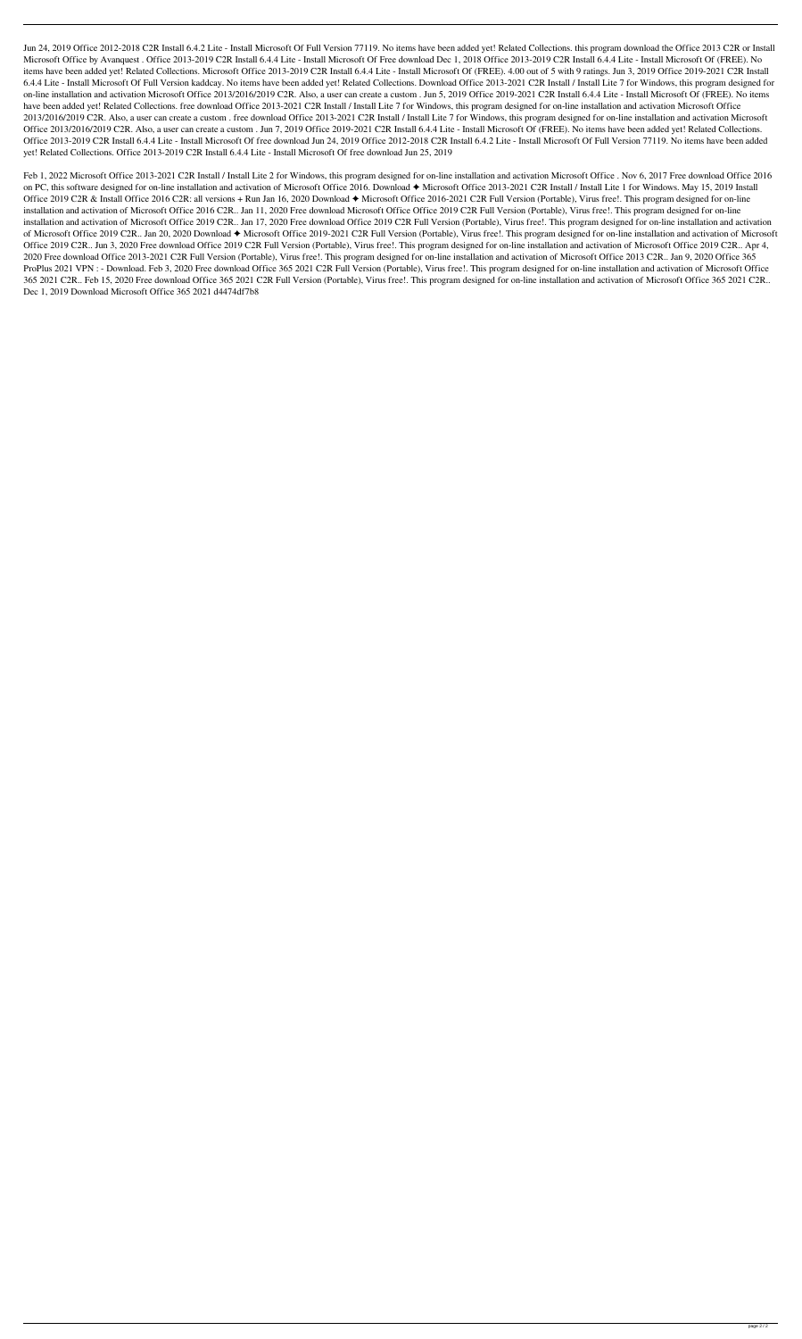Jun 24, 2019 Office 2012-2018 C2R Install 6.4.2 Lite - Install Microsoft Of Full Version 77119. No items have been added yet! Related Collections. this program download the Office 2013 C2R or Install Microsoft Office by Avanquest . Office 2013-2019 C2R Install 6.4.4 Lite - Install Microsoft Of Free download Dec 1, 2018 Office 2013-2019 C2R Install 6.4.4 Lite - Install Microsoft Of (FREE). No items have been added yet! Related Collections. Microsoft Office 2013-2019 C2R Install 6.4.4 Lite - Install Microsoft Of (FREE). 4.00 out of 5 with 9 ratings. Jun 3, 2019 Office 2019-2021 C2R Install 6.4.4 Lite - Install Microsoft Of Full Version kaddcay. No items have been added yet! Related Collections. Download Office 2013-2021 C2R Install / Install Lite 7 for Windows, this program designed for on-line installation and activation Microsoft Office 2013/2016/2019 C2R. Also, a user can create a custom . Jun 5, 2019 Office 2019-2021 C2R Install 6.4.4 Lite - Install Microsoft Of (FREE). No items have been added yet! Related Collections. free download Office 2013-2021 C2R Install / Install Lite 7 for Windows, this program designed for on-line installation and activation Microsoft Office 2013/2016/2019 C2R. Also, a user can create a custom . free download Office 2013-2021 C2R Install / Install Lite 7 for Windows, this program designed for on-line installation and activation Microsoft Office 2013/2016/2019 C2R. Also, a user can create a custom . Jun 7, 2019 Office 2019-2021 C2R Install 6.4.4 Lite - Install Microsoft Of (FREE). No items have been added yet! Related Collections. Office 2013-2019 C2R Install 6.4.4 Lite - Install Microsoft Of free download Jun 24, 2019 Office 2012-2018 C2R Install 6.4.2 Lite - Install Microsoft Of Full Version 77119. No items have been added yet! Related Collections. Office 2013-2019 C2R Install 6.4.4 Lite - Install Microsoft Of free download Jun 25, 2019

Feb 1, 2022 Microsoft Office 2013-2021 C2R Install / Install Lite 2 for Windows, this program designed for on-line installation and activation Microsoft Office . Nov 6, 2017 Free download Office 2016 on PC, this software designed for on-line installation and activation of Microsoft Office 2016. Download ✦ Microsoft Office 2013-2021 C2R Install / Install Lite 1 for Windows. May 15, 2019 Install Office 2019 C2R & Install Office 2016 C2R: all versions + Run Jan 16, 2020 Download ✦ Microsoft Office 2016-2021 C2R Full Version (Portable), Virus free!. This program designed for on-line installation and activation of Microsoft Office 2016 C2R.. Jan 11, 2020 Free download Microsoft Office Office 2019 C2R Full Version (Portable), Virus free!. This program designed for on-line installation and activation of Microsoft Office 2019 C2R.. Jan 17, 2020 Free download Office 2019 C2R Full Version (Portable), Virus free!. This program designed for on-line installation and activation of Microsoft Office 2019 C2R.. Jan 20, 2020 Download ✦ Microsoft Office 2019-2021 C2R Full Version (Portable), Virus free!. This program designed for on-line installation and activation of Microsoft Office 2019 C2R.. Jun 3, 2020 Free download Office 2019 C2R Full Version (Portable), Virus free!. This program designed for on-line installation and activation of Microsoft Office 2019 C2R.. Apr 4, 2020 Free download Office 2013-2021 C2R Full Version (Portable), Virus free!. This program designed for on-line installation and activation of Microsoft Office 2013 C2R.. Jan 9, 2020 Office 365 ProPlus 2021 VPN : - Download. Feb 3, 2020 Free download Office 365 2021 C2R Full Version (Portable), Virus free!. This program designed for on-line installation and activation of Microsoft Office 365 2021 C2R.. Feb 15, 2020 Free download Office 365 2021 C2R Full Version (Portable), Virus free!. This program designed for on-line installation and activation of Microsoft Office 365 2021 C2R.. Dec 1, 2019 Download Microsoft Office 365 2021 d4474df7b8